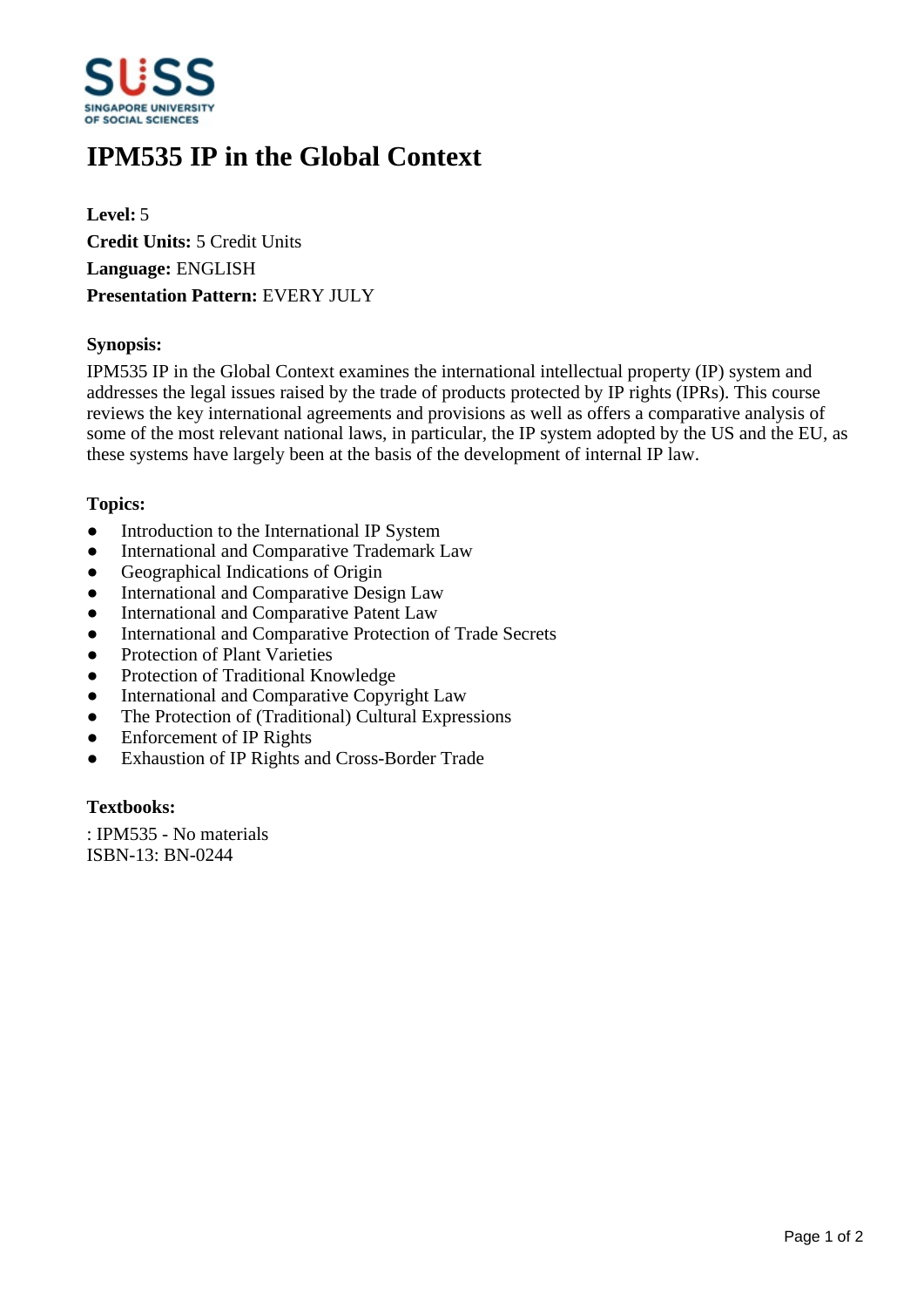# IPM535 IP in the Global Context

**Level:** 5
**Credit Units:** 5 Credit Units
**Language:** ENGLISH
**Presentation Pattern:** EVERY JULY

### Synopsis:

IPM535 IP in the Global Context examines the international intellectual property (IP) system and addresses the legal issues raised by the trade of products protected by IP rights (IPRs). This course reviews the key international agreements and provisions as well as offers a comparative analysis of some of the most relevant national laws, in particular, the IP system adopted by the US and the EU, as these systems have largely been at the basis of the development of internal IP law.

### Topics:

- Introduction to the International IP System
- International and Comparative Trademark Law
- Geographical Indications of Origin
- International and Comparative Design Law
- International and Comparative Patent Law
- International and Comparative Protection of Trade Secrets
- Protection of Plant Varieties
- Protection of Traditional Knowledge
- International and Comparative Copyright Law
- The Protection of (Traditional) Cultural Expressions
- Enforcement of IP Rights
- Exhaustion of IP Rights and Cross-Border Trade

### Textbooks:

: IPM535 - No materials
ISBN-13: BN-0244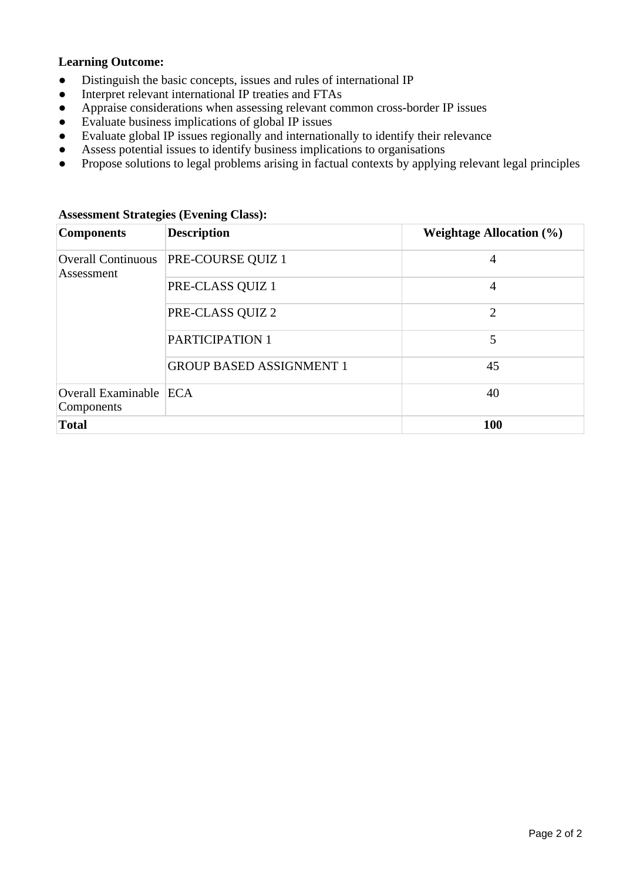**Learning Outcome:**

- Distinguish the basic concepts, issues and rules of international IP
- Interpret relevant international IP treaties and FTAs
- Appraise considerations when assessing relevant common cross-border IP issues
- Evaluate business implications of global IP issues
- Evaluate global IP issues regionally and internationally to identify their relevance
- Assess potential issues to identify business implications to organisations
- Propose solutions to legal problems arising in factual contexts by applying relevant legal principles

**Assessment Strategies (Evening Class):**

| Components | Description | Weightage Allocation (%) |
|---|---|---|
| Overall Continuous Assessment | PRE-COURSE QUIZ 1 | 4 |
| | PRE-CLASS QUIZ 1 | 4 |
| | PRE-CLASS QUIZ 2 | 2 |
| | PARTICIPATION 1 | 5 |
| | GROUP BASED ASSIGNMENT 1 | 45 |
| Overall Examinable Components | ECA | 40 |
| **Total** | | **100** |